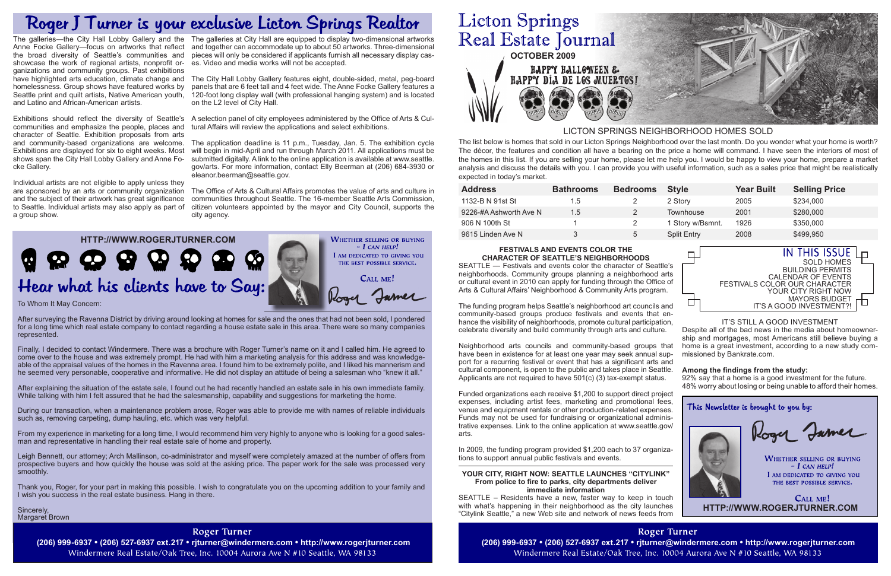# Roger J Turner is your exclusive Licton Springs Realtor

The galleries—the City Hall Lobby Gallery and the Anne Focke Gallery—focus on artworks that reflect the broad diversity of Seattle's communities and showcase the work of regional artists, nonprofit organizations and community groups. Past exhibitions have highlighted arts education, climate change and homelessness. Group shows have featured works by Seattle print and quilt artists, Native American youth, and Latino and African-American artists.

Exhibitions should reflect the diversity of Seattle's communities and emphasize the people, places and character of Seattle. Exhibition proposals from arts and community-based organizations are welcome. Exhibitions are displayed for six to eight weeks. Most shows span the City Hall Lobby Gallery and Anne Focke Gallery.

Individual artists are not eligible to apply unless they are sponsored by an arts or community organization and the subject of their artwork has great significance to Seattle. Individual artists may also apply as part of a group show.

The galleries at City Hall are equipped to display two-dimensional artworks and together can accommodate up to about 50 artworks. Three-dimensional pieces will only be considered if applicants furnish all necessary display cases. Video and media works will not be accepted.

The City Hall Lobby Gallery features eight, double-sided, metal, peg-board panels that are 6 feet tall and 4 feet wide. The Anne Focke Gallery features a 120-foot long display wall (with professional hanging system) and is located on the L2 level of City Hall.

A selection panel of city employees administered by the Office of Arts & Cultural Affairs will review the applications and select exhibitions.

The application deadline is 11 p.m., Tuesday, Jan. 5. The exhibition cycle will begin in mid-April and run through March 2011. All applications must be submitted digitally. A link to the online application is available at www.seattle.gov/arts. For more information, contact Elly Beerman at (206) 684-3930 or eleanor.beerman@seattle.gov.

The Office of Arts & Cultural Affairs promotes the value of arts and culture in communities throughout Seattle. The 16-member Seattle Arts Commission, citizen volunteers appointed by the mayor and City Council, supports the city agency.

**HTTP://WWW.ROGERJTURNER.COM**

## Hear what his clients have to Say:

WHETHER SELLING OR BUYING – *I CAN HELP!*
I AM DEDICATED TO GIVING YOU THE BEST POSSIBLE SERVICE.

CALL ME!

Roger Turner

To Whom It May Concern:

After surveying the Ravenna District by driving around looking at homes for sale and the ones that had not been sold, I pondered for a long time which real estate company to contact regarding a house estate sale in this area. There were so many companies represented.

Finally, I decided to contact Windermere. There was a brochure with Roger Turner's name on it and I called him. He agreed to come over to the house and was extremely prompt. He had with him a marketing analysis for this address and was knowledgeable of the appraisal values of the homes in the Ravenna area. I found him to be extremely polite, and I liked his mannerism and he seemed very personable, cooperative and informative. He did not display an attitude of being a salesman who "knew it all."

After explaining the situation of the estate sale, I found out he had recently handled an estate sale in his own immediate family. While talking with him I felt assured that he had the salesmanship, capability and suggestions for marketing the home.

During our transaction, when a maintenance problem arose, Roger was able to provide me with names of reliable individuals such as, removing carpeting, dump hauling, etc. which was very helpful.

From my experience in marketing for a long time, I would recommend him very highly to anyone who is looking for a good salesman and representative in handling their real estate sale of home and property.

Leigh Bennett, our attorney; Arch Mallinson, co-administrator and myself were completely amazed at the number of offers from prospective buyers and how quickly the house was sold at the asking price. The paper work for the sale was processed very smoothly.

Thank you, Roger, for your part in making this possible. I wish to congratulate you on the upcoming addition to your family and I wish you success in the real estate business. Hang in there.

Sincerely,
Margaret Brown

**Roger Turner**
**(206) 999-6937 • (206) 527-6937 ext.217 • rjturner@windermere.com • http://www.rogerjturner.com**
Windermere Real Estate/Oak Tree, Inc. 10004 Aurora Ave N #10 Seattle, WA 98133

# Licton Springs Real Estate Journal

**OCTOBER 2009**

HAPPY HALLOWEEN & HAPPY DIA DE LOS MUERTOS!

## LICTON SPRINGS NEIGHBORHOOD HOMES SOLD

The list below is homes that sold in our Licton Springs Neighborhood over the last month. Do you wonder what your home is worth? The décor, the features and condition all have a bearing on the price a home will command. I have seen the interiors of most of the homes in this list. If you are selling your home, please let me help you. I would be happy to view your home, prepare a market analysis and discuss the details with you. I can provide you with useful information, such as a sales price that might be realistically expected in today's market.

| Address | Bathrooms | Bedrooms | Style | Year Built | Selling Price |
|---|---|---|---|---|---|
| 1132-B N 91st St | 1.5 | 2 | 2 Story | 2005 | $234,000 |
| 9226-#A Ashworth Ave N | 1.5 | 2 | Townhouse | 2001 | $280,000 |
| 906 N 100th St | 1 | 2 | 1 Story w/Bsmnt. | 1926 | $350,000 |
| 9615 Linden Ave N | 3 | 5 | Split Entry | 2008 | $499,950 |

### FESTIVALS AND EVENTS COLOR THE CHARACTER OF SEATTLE'S NEIGHBORHOODS

SEATTLE — Festivals and events color the character of Seattle's neighborhoods. Community groups planning a neighborhood arts or cultural event in 2010 can apply for funding through the Office of Arts & Cultural Affairs' Neighborhood & Community Arts program.

The funding program helps Seattle's neighborhood art councils and community-based groups produce festivals and events that enhance the visibility of neighborhoods, promote cultural participation, celebrate diversity and build community through arts and culture.

Neighborhood arts councils and community-based groups that have been in existence for at least one year may seek annual support for a recurring festival or event that has a significant arts and cultural component, is open to the public and takes place in Seattle. Applicants are not required to have 501(c) (3) tax-exempt status.

Funded organizations each receive $1,200 to support direct project expenses, including artist fees, marketing and promotional fees, venue and equipment rentals or other production-related expenses. Funds may not be used for fundraising or organizational administrative expenses. Link to the online application at www.seattle.gov/arts.

In 2009, the funding program provided $1,200 each to 37 organizations to support annual public festivals and events.

### YOUR CITY, RIGHT NOW: SEATTLE LAUNCHES "CITYLINK"

**From police to fire to parks, city departments deliver immediate information**

SEATTLE – Residents have a new, faster way to keep in touch with what's happening in their neighborhood as the city launches "Citylink Seattle," a new Web site and network of news feeds from

### IN THIS ISSUE

- SOLD HOMES
- BUILDING PERMITS
- CALENDAR OF EVENTS
- FESTIVALS COLOR OUR CHARACTER
- YOUR CITY RIGHT NOW
- MAYORS BUDGET
- IT'S A GOOD INVESTMENT?!

### IT'S STILL A GOOD INVESTMENT

Despite all of the bad news in the media about homeownership and mortgages, most Americans still believe buying a home is a great investment, according to a new study commissioned by Bankrate.com.

**Among the findings from the study:**

92% say that a home is a good investment for the future.
48% worry about losing or being unable to afford their homes.

This Newsletter is brought to you by:

Roger Turner

WHETHER SELLING OR BUYING – *I CAN HELP!*
I AM DEDICATED TO GIVING YOU THE BEST POSSIBLE SERVICE.

CALL ME!

**HTTP://WWW.ROGERJTURNER.COM**

**Roger Turner**
**(206) 999-6937 • (206) 527-6937 ext.217 • rjturner@windermere.com • http://www.rogerjturner.com**
Windermere Real Estate/Oak Tree, Inc. 10004 Aurora Ave N #10 Seattle, WA 98133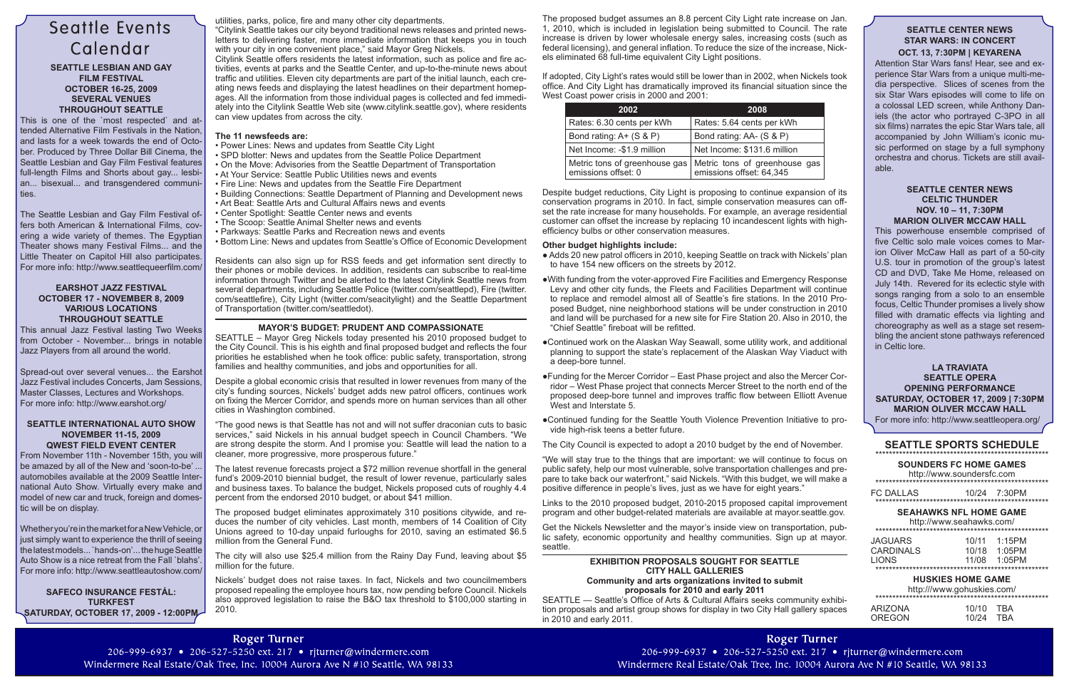# Seattle Events Calendar

**SEATTLE LESBIAN AND GAY FILM FESTIVAL**
**OCTOBER 16-25, 2009**
**SEVERAL VENUES THROUGHOUT SEATTLE**

This is one of the `most respected` and attended Alternative Film Festivals in the Nation, and lasts for a week towards the end of October. Produced by Three Dollar Bill Cinema, the Seattle Lesbian and Gay Film Festival features full-length Films and Shorts about gay... lesbian... bisexual... and transgendered communities.

The Seattle Lesbian and Gay Film Festival offers both American & International Films, covering a wide variety of themes. The Egyptian Theater shows many Festival Films... and the Little Theater on Capitol Hill also participates. For more info: http://www.seattlequeerfilm.com/

**EARSHOT JAZZ FESTIVAL**
**OCTOBER 17 - NOVEMBER 8, 2009**
**VARIOUS LOCATIONS THROUGHOUT SEATTLE**

This annual Jazz Festival lasting Two Weeks from October - November... brings in notable Jazz Players from all around the world.

Spread-out over several venues... the Earshot Jazz Festival includes Concerts, Jam Sessions, Master Classes, Lectures and Workshops. For more info: http://www.earshot.org/

**SEATTLE INTERNATIONAL AUTO SHOW**
**NOVEMBER 11-15, 2009**
**QWEST FIELD EVENT CENTER**

From November 11th - November 15th, you will be amazed by all of the New and `soon-to-be' ... automobiles available at the 2009 Seattle International Auto Show. Virtually every make and model of new car and truck, foreign and domestic will be on display.

Whether you're in the market for a New Vehicle, or just simply want to experience the thrill of seeing the latest models... `hands-on'... the huge Seattle Auto Show is a nice retreat from the Fall `blahs'. For more info: http://www.seattleautoshow.com/

**SAFECO INSURANCE FESTÁL: TURKFEST**
**SATURDAY, OCTOBER 17, 2009 - 12:00PM**

utilities, parks, police, fire and many other city departments.

"Citylink Seattle takes our city beyond traditional news releases and printed newsletters to delivering faster, more immediate information that keeps you in touch with your city in one convenient place," said Mayor Greg Nickels.

Citylink Seattle offers residents the latest information, such as police and fire activities, events at parks and the Seattle Center, and up-to-the-minute news about traffic and utilities. Eleven city departments are part of the initial launch, each creating news feeds and displaying the latest headlines on their department homepages. All the information from those individual pages is collected and fed immediately into the Citylink Seattle Web site (www.citylink.seattle.gov), where residents can view updates from across the city.

**The 11 newsfeeds are:**

- Power Lines: News and updates from Seattle City Light
- SPD blotter: News and updates from the Seattle Police Department
- On the Move: Advisories from the Seattle Department of Transportation
- At Your Service: Seattle Public Utilities news and events
- Fire Line: News and updates from the Seattle Fire Department
- Building Connections: Seattle Department of Planning and Development news
- Art Beat: Seattle Arts and Cultural Affairs news and events
- Center Spotlight: Seattle Center news and events
- The Scoop: Seattle Animal Shelter news and events
- Parkways: Seattle Parks and Recreation news and events
- Bottom Line: News and updates from Seattle's Office of Economic Development

Residents can also sign up for RSS feeds and get information sent directly to their phones or mobile devices. In addition, residents can subscribe to real-time information through Twitter and be alerted to the latest Citylink Seattle news from several departments, including Seattle Police (twitter.com/seattlepd), Fire (twitter.com/seattlefire), City Light (twitter.com/seacitylight) and the Seattle Department of Transportation (twitter.com/seattledot).

## MAYOR'S BUDGET: PRUDENT AND COMPASSIONATE

SEATTLE – Mayor Greg Nickels today presented his 2010 proposed budget to the City Council. This is his eighth and final proposed budget and reflects the four priorities he established when he took office: public safety, transportation, strong families and healthy communities, and jobs and opportunities for all.

Despite a global economic crisis that resulted in lower revenues from many of the city's funding sources, Nickels' budget adds new patrol officers, continues work on fixing the Mercer Corridor, and spends more on human services than all other cities in Washington combined.

"The good news is that Seattle has not and will not suffer draconian cuts to basic services," said Nickels in his annual budget speech in Council Chambers. "We are strong despite the storm. And I promise you: Seattle will lead the nation to a cleaner, more progressive, more prosperous future."

The latest revenue forecasts project a $72 million revenue shortfall in the general fund's 2009-2010 biennial budget, the result of lower revenue, particularly sales and business taxes. To balance the budget, Nickels proposed cuts of roughly 4.4 percent from the endorsed 2010 budget, or about $41 million.

The proposed budget eliminates approximately 310 positions citywide, and reduces the number of city vehicles. Last month, members of 14 Coalition of City Unions agreed to 10-day unpaid furloughs for 2010, saving an estimated $6.5 million from the General Fund.

The city will also use $25.4 million from the Rainy Day Fund, leaving about $5 million for the future.

Nickels' budget does not raise taxes. In fact, Nickels and two councilmembers proposed repealing the employee hours tax, now pending before Council. Nickels also approved legislation to raise the B&O tax threshold to $100,000 starting in 2010.

The proposed budget assumes an 8.8 percent City Light rate increase on Jan. 1, 2010, which is included in legislation being submitted to Council. The rate increase is driven by lower wholesale energy sales, increasing costs (such as federal licensing), and general inflation. To reduce the size of the increase, Nickels eliminated 68 full-time equivalent City Light positions.

If adopted, City Light's rates would still be lower than in 2002, when Nickels took office. And City Light has dramatically improved its financial situation since the West Coast power crisis in 2000 and 2001:

| 2002 | 2008 |
|---|---|
| Rates: 6.30 cents per kWh | Rates: 5.64 cents per kWh |
| Bond rating: A+ (S & P) | Bond rating: AA- (S & P) |
| Net Income: -$1.9 million | Net Income: $131.6 million |
| Metric tons of greenhouse gas emissions offset: 0 | Metric tons of greenhouse gas emissions offset: 64,345 |

Despite budget reductions, City Light is proposing to continue expansion of its conservation programs in 2010. In fact, simple conservation measures can offset the rate increase for many households. For example, an average residential customer can offset the increase by replacing 10 incandescent lights with high-efficiency bulbs or other conservation measures.

**Other budget highlights include:**

- Adds 20 new patrol officers in 2010, keeping Seattle on track with Nickels' plan to have 154 new officers on the streets by 2012.
- With funding from the voter-approved Fire Facilities and Emergency Response Levy and other city funds, the Fleets and Facilities Department will continue to replace and remodel almost all of Seattle's fire stations. In the 2010 Proposed Budget, nine neighborhood stations will be under construction in 2010 and land will be purchased for a new site for Fire Station 20. Also in 2010, the "Chief Seattle" fireboat will be refitted.
- Continued work on the Alaskan Way Seawall, some utility work, and additional planning to support the state's replacement of the Alaskan Way Viaduct with a deep-bore tunnel.
- Funding for the Mercer Corridor – East Phase project and also the Mercer Corridor – West Phase project that connects Mercer Street to the north end of the proposed deep-bore tunnel and improves traffic flow between Elliott Avenue West and Interstate 5.
- Continued funding for the Seattle Youth Violence Prevention Initiative to provide high-risk teens a better future.

The City Council is expected to adopt a 2010 budget by the end of November.

"We will stay true to the things that are important: we will continue to focus on public safety, help our most vulnerable, solve transportation challenges and prepare to take back our waterfront," said Nickels. "With this budget, we will make a positive difference in people's lives, just as we have for eight years."

Links to the 2010 proposed budget, 2010-2015 proposed capital improvement program and other budget-related materials are available at mayor.seattle.gov.

Get the Nickels Newsletter and the mayor's inside view on transportation, public safety, economic opportunity and healthy communities. Sign up at mayor.seattle.

## EXHIBITION PROPOSALS SOUGHT FOR SEATTLE CITY HALL GALLERIES

**Community and arts organizations invited to submit proposals for 2010 and early 2011**

SEATTLE — Seattle's Office of Arts & Cultural Affairs seeks community exhibition proposals and artist group shows for display in two City Hall gallery spaces in 2010 and early 2011.

**SEATTLE CENTER NEWS**
**STAR WARS: IN CONCERT**
**OCT. 13, 7:30PM | KEYARENA**

Attention Star Wars fans! Hear, see and experience Star Wars from a unique multi-media perspective. Slices of scenes from the six Star Wars episodes will come to life on a colossal LED screen, while Anthony Daniels (the actor who portrayed C-3PO in all six films) narrates the epic Star Wars tale, all accompanied by John William's iconic music performed on stage by a full symphony orchestra and chorus. Tickets are still available.

**SEATTLE CENTER NEWS**
**CELTIC THUNDER**
**NOV. 10 – 11, 7:30PM**
**MARION OLIVER MCCAW HALL**

This powerhouse ensemble comprised of five Celtic solo male voices comes to Marion Oliver McCaw Hall as part of a 50-city U.S. tour in promotion of the group's latest CD and DVD, Take Me Home, released on July 14th. Revered for its eclectic style with songs ranging from a solo to an ensemble focus, Celtic Thunder promises a lively show filled with dramatic effects via lighting and choreography as well as a stage set resembling the ancient stone pathways referenced in Celtic lore.

**LA TRAVIATA**
**SEATTLE OPERA**
**OPENING PERFORMANCE**
**SATURDAY, OCTOBER 17, 2009 | 7:30PM**
**MARION OLIVER MCCAW HALL**

For more info: http://www.seattleopera.org/

## SEATTLE SPORTS SCHEDULE

**SOUNDERS FC HOME GAMES**
http://www.soundersfc.com

| | | |
|---|---|---|
| FC DALLAS | 10/24 | 7:30PM |

**SEAHAWKS NFL HOME GAME**
http://www.seahawks.com/

| | | |
|---|---|---|
| JAGUARS | 10/11 | 1:15PM |
| CARDINALS | 10/18 | 1:05PM |
| LIONS | 11/08 | 1:05PM |

**HUSKIES HOME GAME**
http://www.gohuskies.com/

| | | |
|---|---|---|
| ARIZONA | 10/10 | TBA |
| OREGON | 10/24 | TBA |

**Roger Turner**
206-999-6937 • 206-527-5250 ext. 217 • rjturner@windermere.com
Windermere Real Estate/Oak Tree, Inc. 10004 Aurora Ave N #10 Seattle, WA 98133